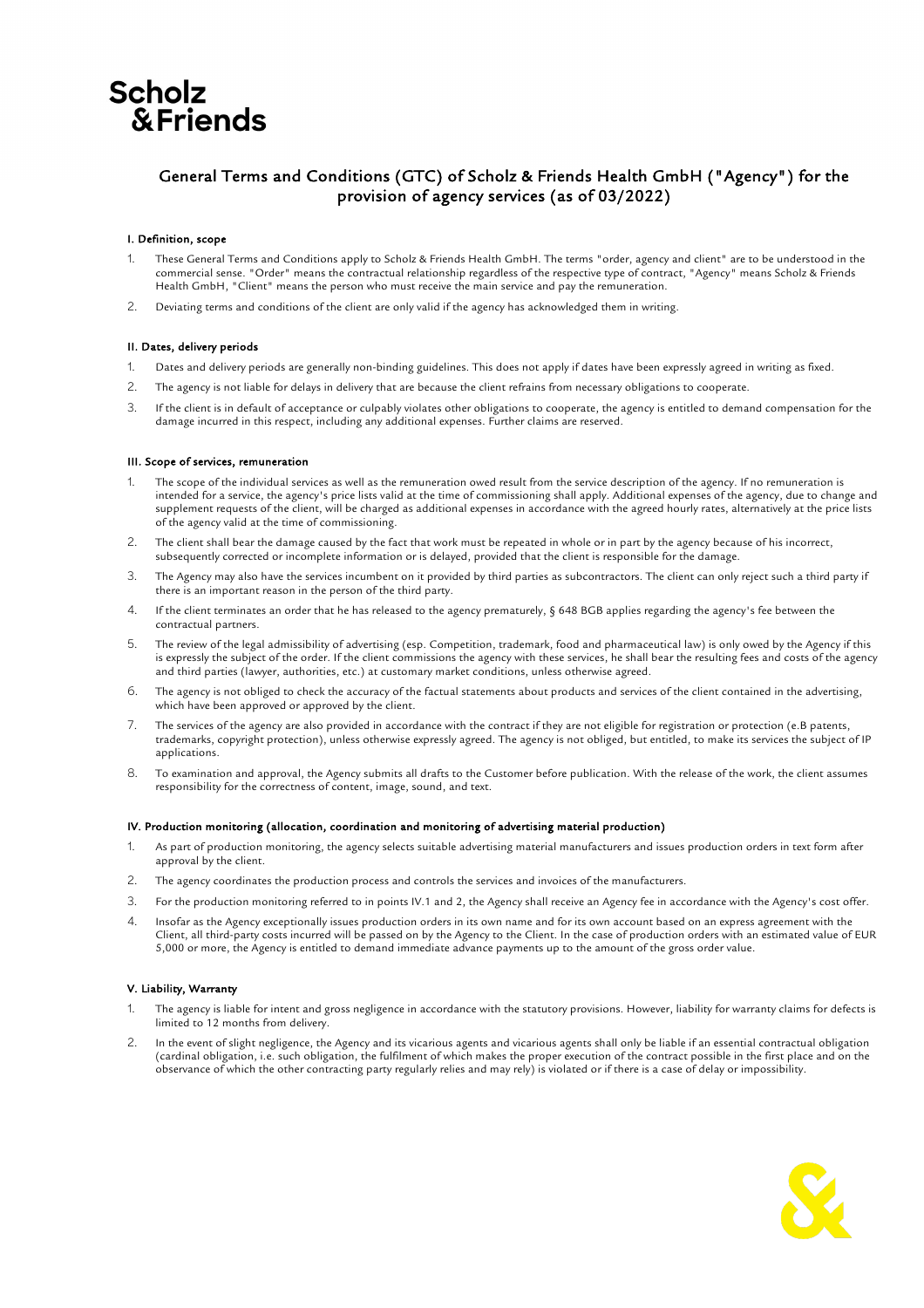Scholz & Friends

# General Terms and Conditions (GTC) of Scholz & Friends Health GmbH ("Agency") for the provision of agency services (as of 03/2022)

### I. Definition, scope

1. These General Terms and Conditions apply to Scholz & Friends Health GmbH. The terms "order, agency and client" are to be understood in the commercial sense. "Order" means the contractual relationship regardless of the respective type of contract, "Agency" means Scholz & Friends Health GmbH, "Client" means the person who must receive the main service and pay the remuneration.
2. Deviating terms and conditions of the client are only valid if the agency has acknowledged them in writing.

### II. Dates, delivery periods

1. Dates and delivery periods are generally non-binding guidelines. This does not apply if dates have been expressly agreed in writing as fixed.
2. The agency is not liable for delays in delivery that are because the client refrains from necessary obligations to cooperate.
3. If the client is in default of acceptance or culpably violates other obligations to cooperate, the agency is entitled to demand compensation for the damage incurred in this respect, including any additional expenses. Further claims are reserved.

### III. Scope of services, remuneration

1. The scope of the individual services as well as the remuneration owed result from the service description of the agency. If no remuneration is intended for a service, the agency's price lists valid at the time of commissioning shall apply. Additional expenses of the agency, due to change and supplement requests of the client, will be charged as additional expenses in accordance with the agreed hourly rates, alternatively at the price lists of the agency valid at the time of commissioning.
2. The client shall bear the damage caused by the fact that work must be repeated in whole or in part by the agency because of his incorrect, subsequently corrected or incomplete information or is delayed, provided that the client is responsible for the damage.
3. The Agency may also have the services incumbent on it provided by third parties as subcontractors. The client can only reject such a third party if there is an important reason in the person of the third party.
4. If the client terminates an order that he has released to the agency prematurely, § 648 BGB applies regarding the agency's fee between the contractual partners.
5. The review of the legal admissibility of advertising (esp. Competition, trademark, food and pharmaceutical law) is only owed by the Agency if this is expressly the subject of the order. If the client commissions the agency with these services, he shall bear the resulting fees and costs of the agency and third parties (lawyer, authorities, etc.) at customary market conditions, unless otherwise agreed.
6. The agency is not obliged to check the accuracy of the factual statements about products and services of the client contained in the advertising, which have been approved or approved by the client.
7. The services of the agency are also provided in accordance with the contract if they are not eligible for registration or protection (e.B patents, trademarks, copyright protection), unless otherwise expressly agreed. The agency is not obliged, but entitled, to make its services the subject of IP applications.
8. To examination and approval, the Agency submits all drafts to the Customer before publication. With the release of the work, the client assumes responsibility for the correctness of content, image, sound, and text.

### IV. Production monitoring (allocation, coordination and monitoring of advertising material production)

1. As part of production monitoring, the agency selects suitable advertising material manufacturers and issues production orders in text form after approval by the client.
2. The agency coordinates the production process and controls the services and invoices of the manufacturers.
3. For the production monitoring referred to in points IV.1 and 2, the Agency shall receive an Agency fee in accordance with the Agency's cost offer.
4. Insofar as the Agency exceptionally issues production orders in its own name and for its own account based on an express agreement with the Client, all third-party costs incurred will be passed on by the Agency to the Client. In the case of production orders with an estimated value of EUR 5,000 or more, the Agency is entitled to demand immediate advance payments up to the amount of the gross order value.

### V. Liability, Warranty

1. The agency is liable for intent and gross negligence in accordance with the statutory provisions. However, liability for warranty claims for defects is limited to 12 months from delivery.
2. In the event of slight negligence, the Agency and its vicarious agents and vicarious agents shall only be liable if an essential contractual obligation (cardinal obligation, i.e. such obligation, the fulfilment of which makes the proper execution of the contract possible in the first place and on the observance of which the other contracting party regularly relies and may rely) is violated or if there is a case of delay or impossibility.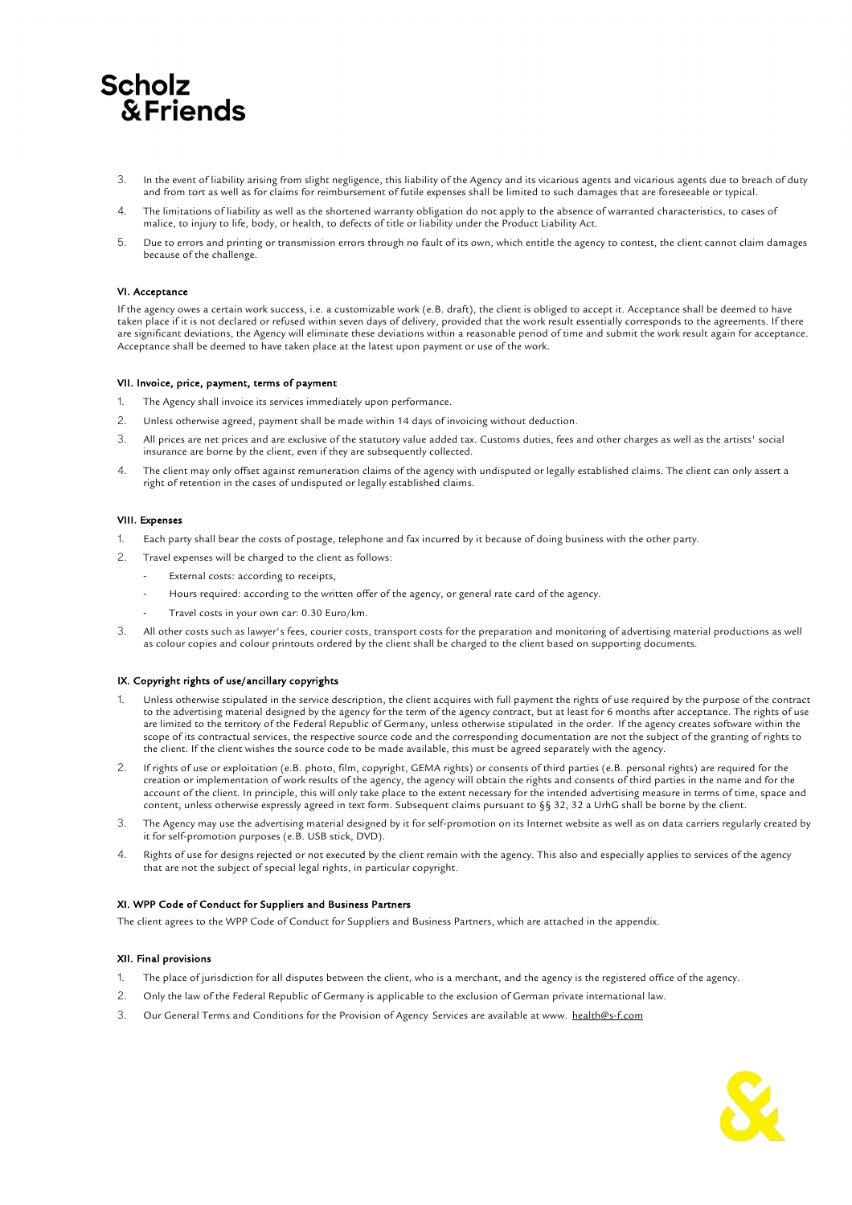Scholz & Friends

3. In the event of liability arising from slight negligence, this liability of the Agency and its vicarious agents and vicarious agents due to breach of duty and from tort as well as for claims for reimbursement of futile expenses shall be limited to such damages that are foreseeable or typical.
4. The limitations of liability as well as the shortened warranty obligation do not apply to the absence of warranted characteristics, to cases of malice, to injury to life, body, or health, to defects of title or liability under the Product Liability Act.
5. Due to errors and printing or transmission errors through no fault of its own, which entitle the agency to contest, the client cannot claim damages because of the challenge.

#### VI. Acceptance

If the agency owes a certain work success, i.e. a customizable work (e.B. draft), the client is obliged to accept it. Acceptance shall be deemed to have taken place if it is not declared or refused within seven days of delivery, provided that the work result essentially corresponds to the agreements. If there are significant deviations, the Agency will eliminate these deviations within a reasonable period of time and submit the work result again for acceptance. Acceptance shall be deemed to have taken place at the latest upon payment or use of the work.

#### VII. Invoice, price, payment, terms of payment

1. The Agency shall invoice its services immediately upon performance.
2. Unless otherwise agreed, payment shall be made within 14 days of invoicing without deduction.
3. All prices are net prices and are exclusive of the statutory value added tax. Customs duties, fees and other charges as well as the artists' social insurance are borne by the client, even if they are subsequently collected.
4. The client may only offset against remuneration claims of the agency with undisputed or legally established claims. The client can only assert a right of retention in the cases of undisputed or legally established claims.

#### VIII. Expenses

1. Each party shall bear the costs of postage, telephone and fax incurred by it because of doing business with the other party.
2. Travel expenses will be charged to the client as follows:
   - External costs: according to receipts,
   - Hours required: according to the written offer of the agency, or general rate card of the agency.
   - Travel costs in your own car: 0.30 Euro/km.
3. All other costs such as lawyer's fees, courier costs, transport costs for the preparation and monitoring of advertising material productions as well as colour copies and colour printouts ordered by the client shall be charged to the client based on supporting documents.

#### IX. Copyright rights of use/ancillary copyrights

1. Unless otherwise stipulated in the service description, the client acquires with full payment the rights of use required by the purpose of the contract to the advertising material designed by the agency for the term of the agency contract, but at least for 6 months after acceptance. The rights of use are limited to the territory of the Federal Republic of Germany, unless otherwise stipulated in the order. If the agency creates software within the scope of its contractual services, the respective source code and the corresponding documentation are not the subject of the granting of rights to the client. If the client wishes the source code to be made available, this must be agreed separately with the agency.
2. If rights of use or exploitation (e.B. photo, film, copyright, GEMA rights) or consents of third parties (e.B. personal rights) are required for the creation or implementation of work results of the agency, the agency will obtain the rights and consents of third parties in the name and for the account of the client. In principle, this will only take place to the extent necessary for the intended advertising measure in terms of time, space and content, unless otherwise expressly agreed in text form. Subsequent claims pursuant to §§ 32, 32 a UrhG shall be borne by the client.
3. The Agency may use the advertising material designed by it for self-promotion on its Internet website as well as on data carriers regularly created by it for self-promotion purposes (e.B. USB stick, DVD).
4. Rights of use for designs rejected or not executed by the client remain with the agency. This also and especially applies to services of the agency that are not the subject of special legal rights, in particular copyright.

#### XI. WPP Code of Conduct for Suppliers and Business Partners

The client agrees to the WPP Code of Conduct for Suppliers and Business Partners, which are attached in the appendix.

#### XII. Final provisions

1. The place of jurisdiction for all disputes between the client, who is a merchant, and the agency is the registered office of the agency.
2. Only the law of the Federal Republic of Germany is applicable to the exclusion of German private international law.
3. Our General Terms and Conditions for the Provision of Agency Services are available at www. health@s-f.com